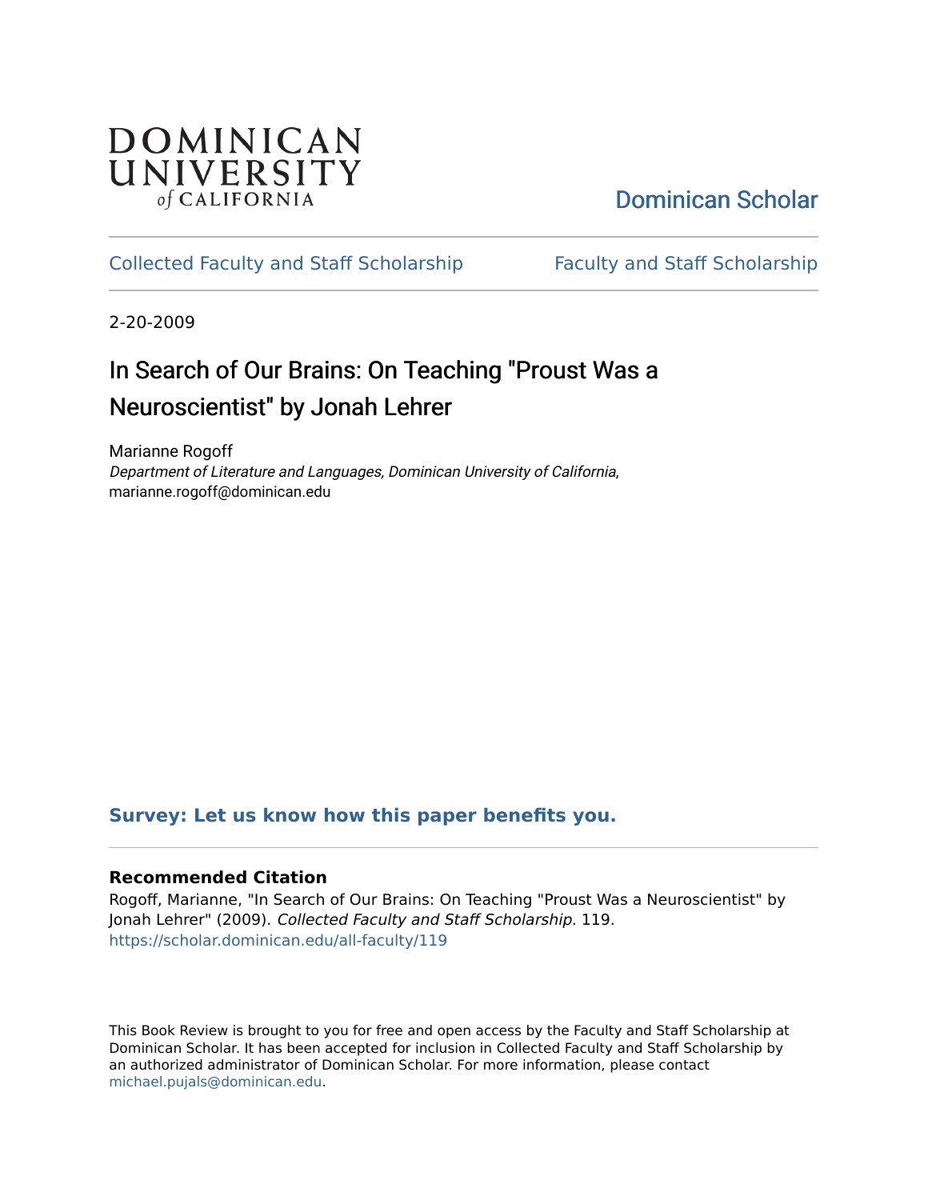DOMINICAN UNIVERSITY *of* CALIFORNIA

Dominican Scholar

Collected Faculty and Staff Scholarship | Faculty and Staff Scholarship

2-20-2009

# In Search of Our Brains: On Teaching "Proust Was a Neuroscientist" by Jonah Lehrer

Marianne Rogoff
*Department of Literature and Languages, Dominican University of California*, marianne.rogoff@dominican.edu

**Survey: Let us know how this paper benefits you.**

### Recommended Citation

Rogoff, Marianne, "In Search of Our Brains: On Teaching "Proust Was a Neuroscientist" by Jonah Lehrer" (2009). *Collected Faculty and Staff Scholarship*. 119.
https://scholar.dominican.edu/all-faculty/119

This Book Review is brought to you for free and open access by the Faculty and Staff Scholarship at Dominican Scholar. It has been accepted for inclusion in Collected Faculty and Staff Scholarship by an authorized administrator of Dominican Scholar. For more information, please contact michael.pujals@dominican.edu.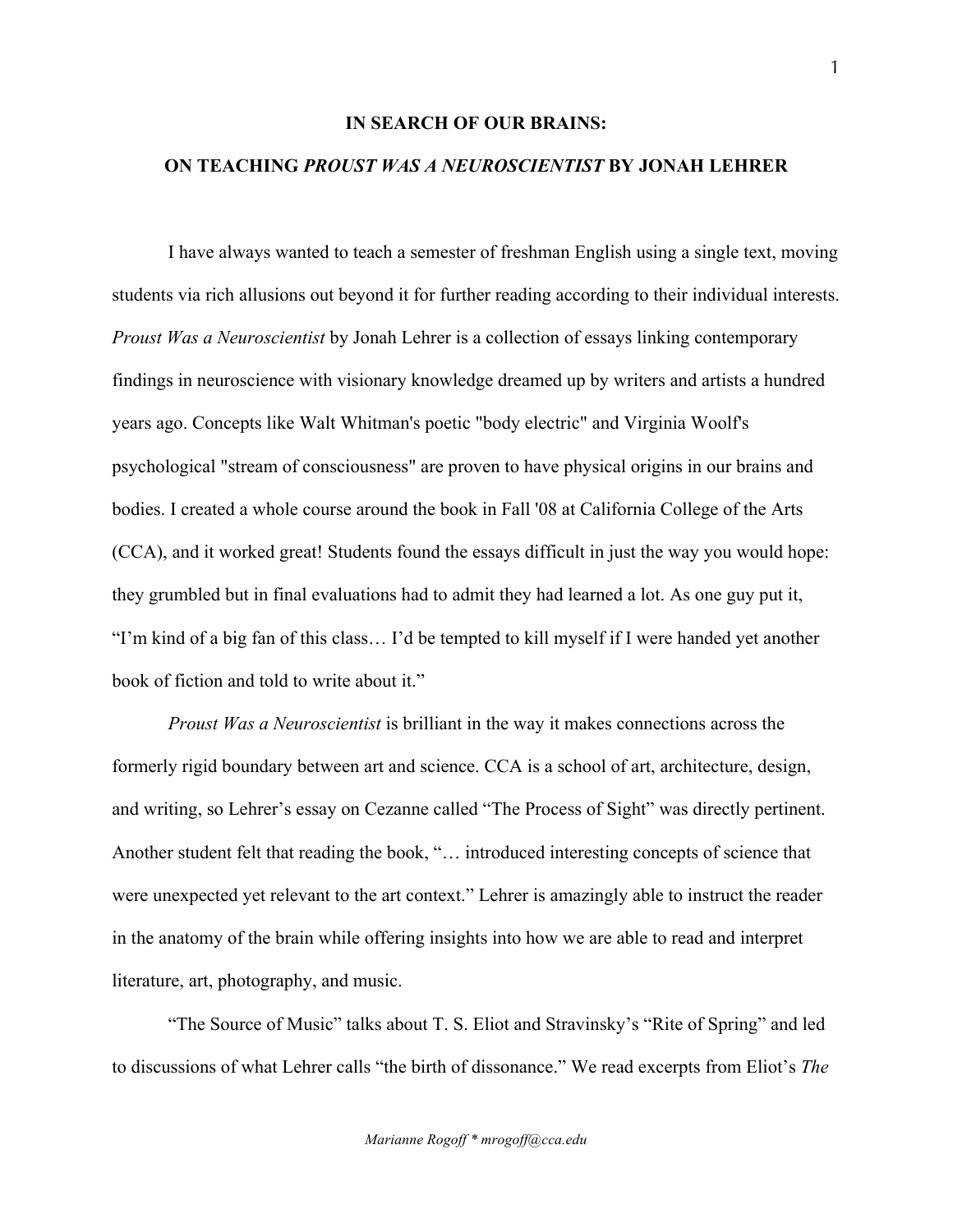**IN SEARCH OF OUR BRAINS:**

**ON TEACHING *PROUST WAS A NEUROSCIENTIST* BY JONAH LEHRER**

I have always wanted to teach a semester of freshman English using a single text, moving students via rich allusions out beyond it for further reading according to their individual interests. *Proust Was a Neuroscientist* by Jonah Lehrer is a collection of essays linking contemporary findings in neuroscience with visionary knowledge dreamed up by writers and artists a hundred years ago. Concepts like Walt Whitman's poetic "body electric" and Virginia Woolf's psychological "stream of consciousness" are proven to have physical origins in our brains and bodies. I created a whole course around the book in Fall '08 at California College of the Arts (CCA), and it worked great! Students found the essays difficult in just the way you would hope: they grumbled but in final evaluations had to admit they had learned a lot. As one guy put it, "I'm kind of a big fan of this class… I'd be tempted to kill myself if I were handed yet another book of fiction and told to write about it."

*Proust Was a Neuroscientist* is brilliant in the way it makes connections across the formerly rigid boundary between art and science. CCA is a school of art, architecture, design, and writing, so Lehrer's essay on Cezanne called "The Process of Sight" was directly pertinent. Another student felt that reading the book, "… introduced interesting concepts of science that were unexpected yet relevant to the art context." Lehrer is amazingly able to instruct the reader in the anatomy of the brain while offering insights into how we are able to read and interpret literature, art, photography, and music.

"The Source of Music" talks about T. S. Eliot and Stravinsky's "Rite of Spring" and led to discussions of what Lehrer calls "the birth of dissonance." We read excerpts from Eliot's *The*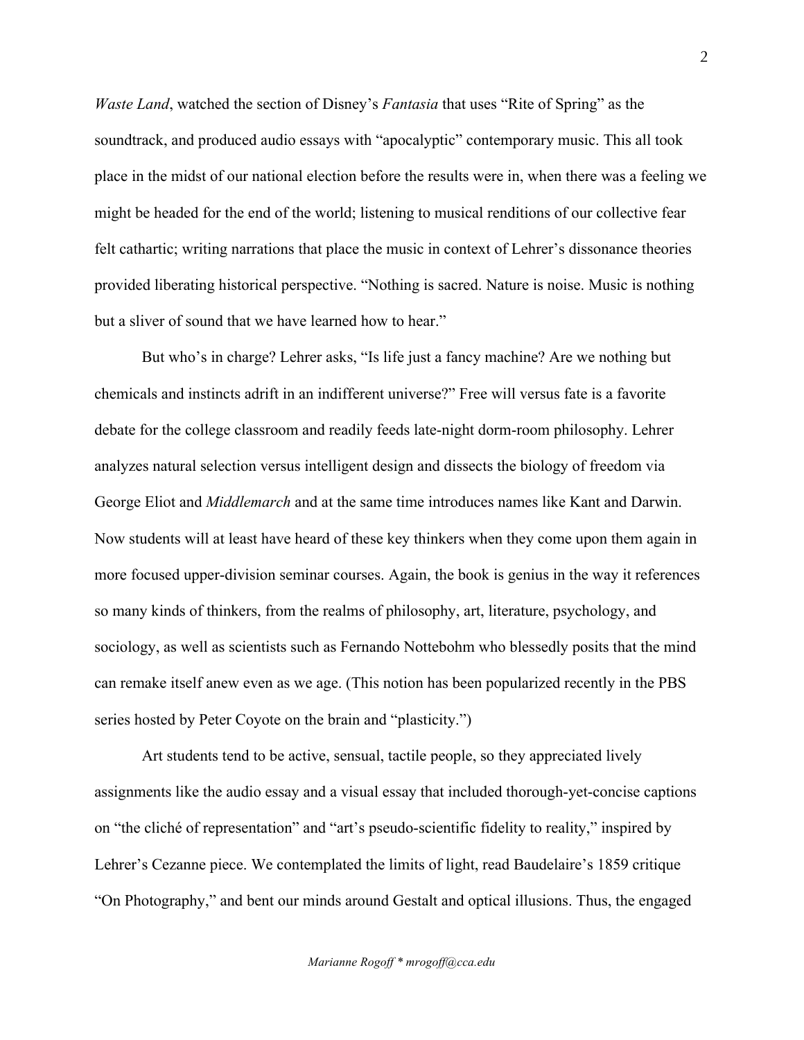*Waste Land*, watched the section of Disney's *Fantasia* that uses "Rite of Spring" as the soundtrack, and produced audio essays with "apocalyptic" contemporary music. This all took place in the midst of our national election before the results were in, when there was a feeling we might be headed for the end of the world; listening to musical renditions of our collective fear felt cathartic; writing narrations that place the music in context of Lehrer's dissonance theories provided liberating historical perspective. "Nothing is sacred. Nature is noise. Music is nothing but a sliver of sound that we have learned how to hear."

But who's in charge? Lehrer asks, "Is life just a fancy machine? Are we nothing but chemicals and instincts adrift in an indifferent universe?" Free will versus fate is a favorite debate for the college classroom and readily feeds late-night dorm-room philosophy. Lehrer analyzes natural selection versus intelligent design and dissects the biology of freedom via George Eliot and *Middlemarch* and at the same time introduces names like Kant and Darwin. Now students will at least have heard of these key thinkers when they come upon them again in more focused upper-division seminar courses. Again, the book is genius in the way it references so many kinds of thinkers, from the realms of philosophy, art, literature, psychology, and sociology, as well as scientists such as Fernando Nottebohm who blessedly posits that the mind can remake itself anew even as we age. (This notion has been popularized recently in the PBS series hosted by Peter Coyote on the brain and "plasticity.")

Art students tend to be active, sensual, tactile people, so they appreciated lively assignments like the audio essay and a visual essay that included thorough-yet-concise captions on "the cliché of representation" and "art's pseudo-scientific fidelity to reality," inspired by Lehrer's Cezanne piece. We contemplated the limits of light, read Baudelaire's 1859 critique "On Photography," and bent our minds around Gestalt and optical illusions. Thus, the engaged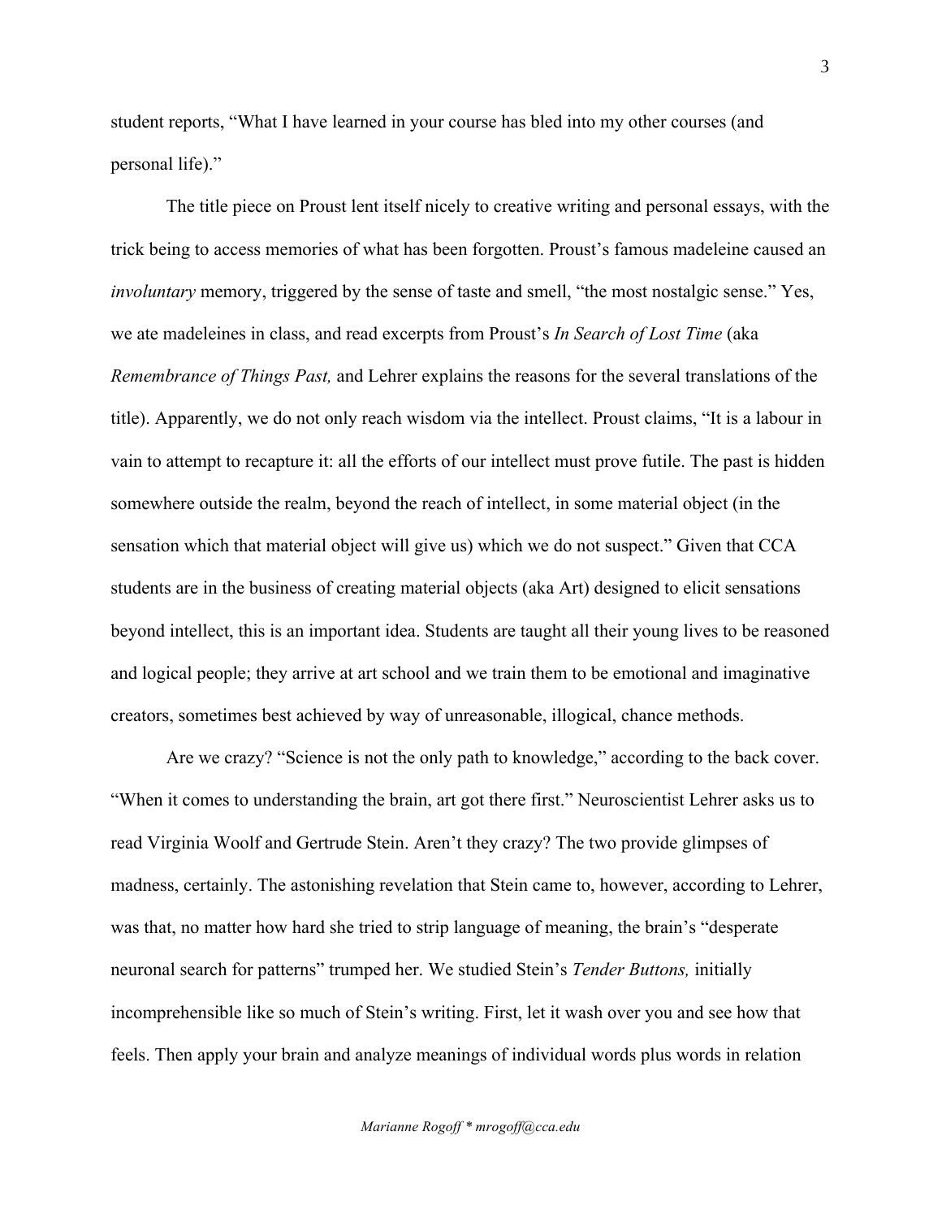student reports, "What I have learned in your course has bled into my other courses (and personal life)."

The title piece on Proust lent itself nicely to creative writing and personal essays, with the trick being to access memories of what has been forgotten. Proust's famous madeleine caused an *involuntary* memory, triggered by the sense of taste and smell, "the most nostalgic sense." Yes, we ate madeleines in class, and read excerpts from Proust's *In Search of Lost Time* (aka *Remembrance of Things Past,* and Lehrer explains the reasons for the several translations of the title). Apparently, we do not only reach wisdom via the intellect. Proust claims, "It is a labour in vain to attempt to recapture it: all the efforts of our intellect must prove futile. The past is hidden somewhere outside the realm, beyond the reach of intellect, in some material object (in the sensation which that material object will give us) which we do not suspect." Given that CCA students are in the business of creating material objects (aka Art) designed to elicit sensations beyond intellect, this is an important idea. Students are taught all their young lives to be reasoned and logical people; they arrive at art school and we train them to be emotional and imaginative creators, sometimes best achieved by way of unreasonable, illogical, chance methods.

Are we crazy? "Science is not the only path to knowledge," according to the back cover. "When it comes to understanding the brain, art got there first." Neuroscientist Lehrer asks us to read Virginia Woolf and Gertrude Stein. Aren't they crazy? The two provide glimpses of madness, certainly. The astonishing revelation that Stein came to, however, according to Lehrer, was that, no matter how hard she tried to strip language of meaning, the brain's "desperate neuronal search for patterns" trumped her. We studied Stein's *Tender Buttons,* initially incomprehensible like so much of Stein's writing. First, let it wash over you and see how that feels. Then apply your brain and analyze meanings of individual words plus words in relation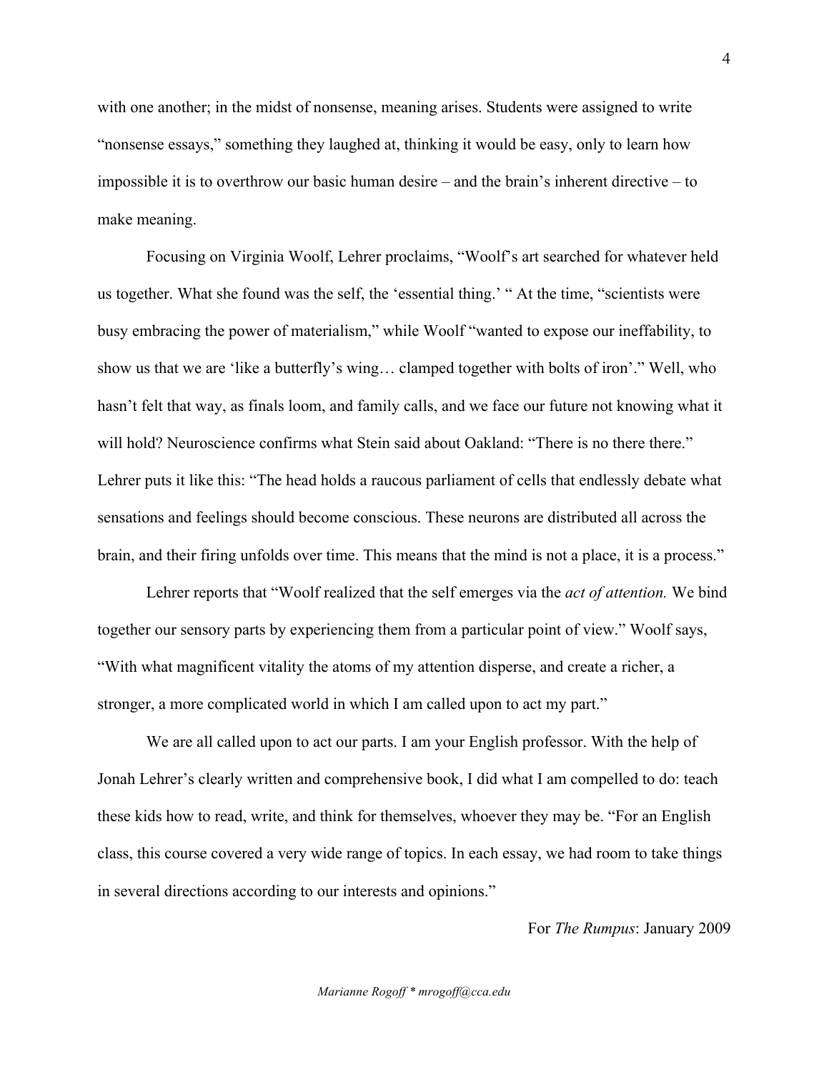with one another; in the midst of nonsense, meaning arises. Students were assigned to write "nonsense essays," something they laughed at, thinking it would be easy, only to learn how impossible it is to overthrow our basic human desire – and the brain's inherent directive – to make meaning.

Focusing on Virginia Woolf, Lehrer proclaims, "Woolf's art searched for whatever held us together. What she found was the self, the 'essential thing.' " At the time, "scientists were busy embracing the power of materialism," while Woolf "wanted to expose our ineffability, to show us that we are 'like a butterfly's wing… clamped together with bolts of iron'." Well, who hasn't felt that way, as finals loom, and family calls, and we face our future not knowing what it will hold? Neuroscience confirms what Stein said about Oakland: "There is no there there." Lehrer puts it like this: "The head holds a raucous parliament of cells that endlessly debate what sensations and feelings should become conscious. These neurons are distributed all across the brain, and their firing unfolds over time. This means that the mind is not a place, it is a process."

Lehrer reports that "Woolf realized that the self emerges via the *act of attention.* We bind together our sensory parts by experiencing them from a particular point of view." Woolf says, "With what magnificent vitality the atoms of my attention disperse, and create a richer, a stronger, a more complicated world in which I am called upon to act my part."

We are all called upon to act our parts. I am your English professor. With the help of Jonah Lehrer's clearly written and comprehensive book, I did what I am compelled to do: teach these kids how to read, write, and think for themselves, whoever they may be. "For an English class, this course covered a very wide range of topics. In each essay, we had room to take things in several directions according to our interests and opinions."

For *The Rumpus*: January 2009